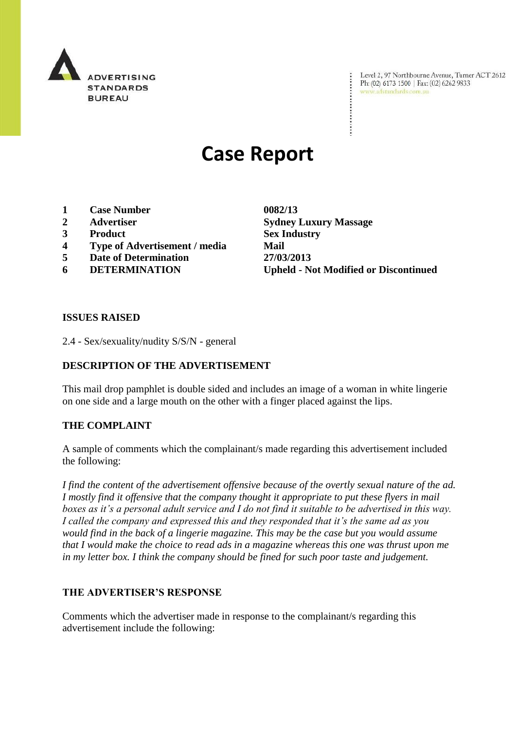ADVERTISING STANDARDS BUREAU

Level 2, 97 Northbourne Avenue, Turner ACT 2612
Ph: (02) 6173 1500 | Fax: (02) 6262 9833
www.adstandards.com.au

# Case Report

| | | |
|---|---|---|
| **1** | **Case Number** | **0082/13** |
| **2** | **Advertiser** | **Sydney Luxury Massage** |
| **3** | **Product** | **Sex Industry** |
| **4** | **Type of Advertisement / media** | **Mail** |
| **5** | **Date of Determination** | **27/03/2013** |
| **6** | **DETERMINATION** | **Upheld - Not Modified or Discontinued** |

## ISSUES RAISED

2.4 - Sex/sexuality/nudity S/S/N - general

## DESCRIPTION OF THE ADVERTISEMENT

This mail drop pamphlet is double sided and includes an image of a woman in white lingerie on one side and a large mouth on the other with a finger placed against the lips.

## THE COMPLAINT

A sample of comments which the complainant/s made regarding this advertisement included the following:

*I find the content of the advertisement offensive because of the overtly sexual nature of the ad. I mostly find it offensive that the company thought it appropriate to put these flyers in mail boxes as it's a personal adult service and I do not find it suitable to be advertised in this way. I called the company and expressed this and they responded that it's the same ad as you would find in the back of a lingerie magazine. This may be the case but you would assume that I would make the choice to read ads in a magazine whereas this one was thrust upon me in my letter box. I think the company should be fined for such poor taste and judgement.*

## THE ADVERTISER'S RESPONSE

Comments which the advertiser made in response to the complainant/s regarding this advertisement include the following: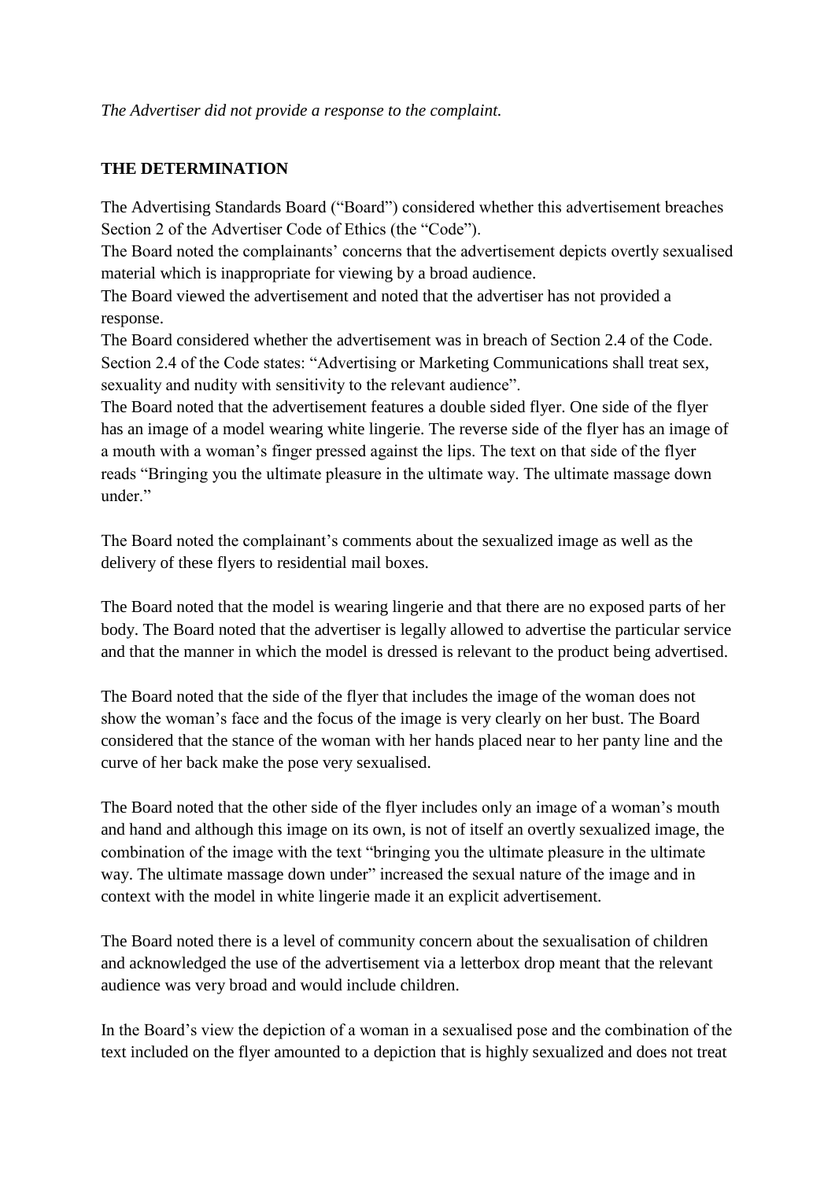*The Advertiser did not provide a response to the complaint.*

## THE DETERMINATION

The Advertising Standards Board ("Board") considered whether this advertisement breaches Section 2 of the Advertiser Code of Ethics (the "Code").

The Board noted the complainants' concerns that the advertisement depicts overtly sexualised material which is inappropriate for viewing by a broad audience.

The Board viewed the advertisement and noted that the advertiser has not provided a response.

The Board considered whether the advertisement was in breach of Section 2.4 of the Code. Section 2.4 of the Code states: "Advertising or Marketing Communications shall treat sex, sexuality and nudity with sensitivity to the relevant audience".

The Board noted that the advertisement features a double sided flyer. One side of the flyer has an image of a model wearing white lingerie. The reverse side of the flyer has an image of a mouth with a woman's finger pressed against the lips. The text on that side of the flyer reads "Bringing you the ultimate pleasure in the ultimate way. The ultimate massage down under."

The Board noted the complainant's comments about the sexualized image as well as the delivery of these flyers to residential mail boxes.

The Board noted that the model is wearing lingerie and that there are no exposed parts of her body. The Board noted that the advertiser is legally allowed to advertise the particular service and that the manner in which the model is dressed is relevant to the product being advertised.

The Board noted that the side of the flyer that includes the image of the woman does not show the woman's face and the focus of the image is very clearly on her bust. The Board considered that the stance of the woman with her hands placed near to her panty line and the curve of her back make the pose very sexualised.

The Board noted that the other side of the flyer includes only an image of a woman's mouth and hand and although this image on its own, is not of itself an overtly sexualized image, the combination of the image with the text "bringing you the ultimate pleasure in the ultimate way. The ultimate massage down under" increased the sexual nature of the image and in context with the model in white lingerie made it an explicit advertisement.

The Board noted there is a level of community concern about the sexualisation of children and acknowledged the use of the advertisement via a letterbox drop meant that the relevant audience was very broad and would include children.

In the Board's view the depiction of a woman in a sexualised pose and the combination of the text included on the flyer amounted to a depiction that is highly sexualized and does not treat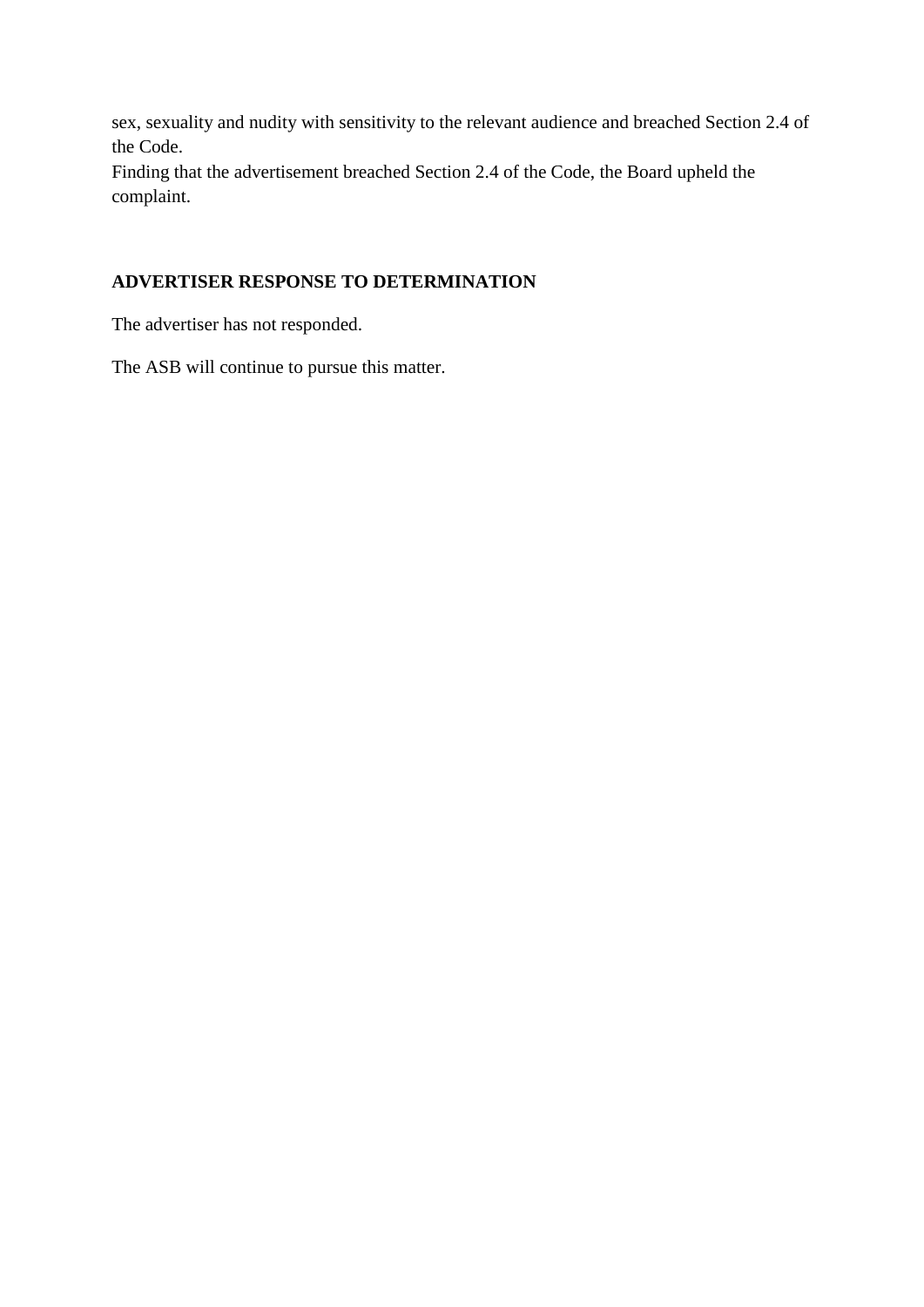sex, sexuality and nudity with sensitivity to the relevant audience and breached Section 2.4 of the Code.
Finding that the advertisement breached Section 2.4 of the Code, the Board upheld the complaint.

**ADVERTISER RESPONSE TO DETERMINATION**

The advertiser has not responded.

The ASB will continue to pursue this matter.